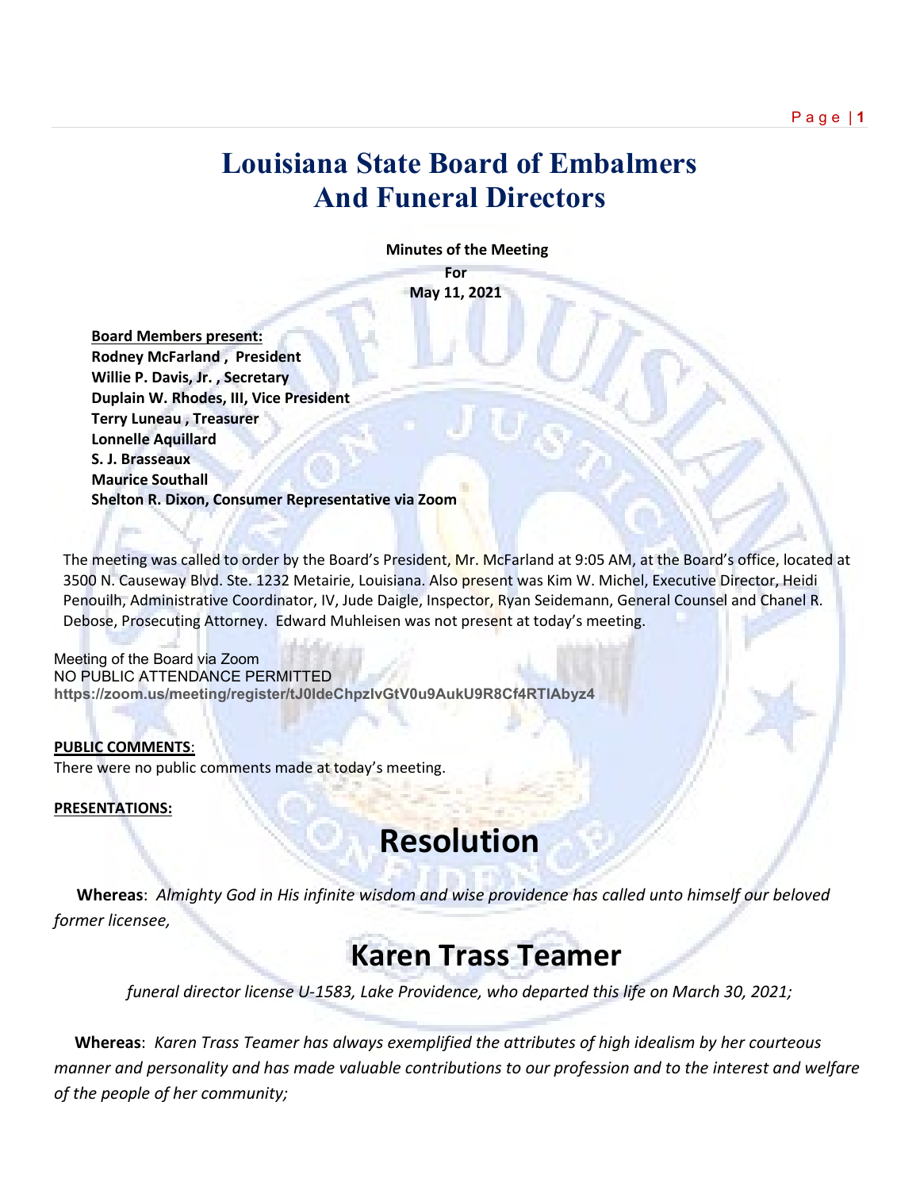# Louisiana State Board of Embalmers
# And Funeral Directors

**Minutes of the Meeting**

**For**

**May 11, 2021**

**Board Members present:**
**Rodney McFarland , President**
**Willie P. Davis, Jr. , Secretary**
**Duplain W. Rhodes, III, Vice President**
**Terry Luneau , Treasurer**
**Lonnelle Aquillard**
**S. J. Brasseaux**
**Maurice Southall**
**Shelton R. Dixon, Consumer Representative via Zoom**

The meeting was called to order by the Board's President, Mr. McFarland at 9:05 AM, at the Board's office, located at 3500 N. Causeway Blvd. Ste. 1232 Metairie, Louisiana. Also present was Kim W. Michel, Executive Director, Heidi Penouilh, Administrative Coordinator, IV, Jude Daigle, Inspector, Ryan Seidemann, General Counsel and Chanel R. Debose, Prosecuting Attorney. Edward Muhleisen was not present at today's meeting.

Meeting of the Board via Zoom
NO PUBLIC ATTENDANCE PERMITTED
**https://zoom.us/meeting/register/tJ0ldeChpzIvGtV0u9AukU9R8Cf4RTIAbyz4**

**PUBLIC COMMENTS**:
There were no public comments made at today's meeting.

**PRESENTATIONS:**

# Resolution

**Whereas**: *Almighty God in His infinite wisdom and wise providence has called unto himself our beloved former licensee,*

# Karen Trass Teamer

*funeral director license U-1583, Lake Providence, who departed this life on March 30, 2021;*

**Whereas**: *Karen Trass Teamer has always exemplified the attributes of high idealism by her courteous manner and personality and has made valuable contributions to our profession and to the interest and welfare of the people of her community;*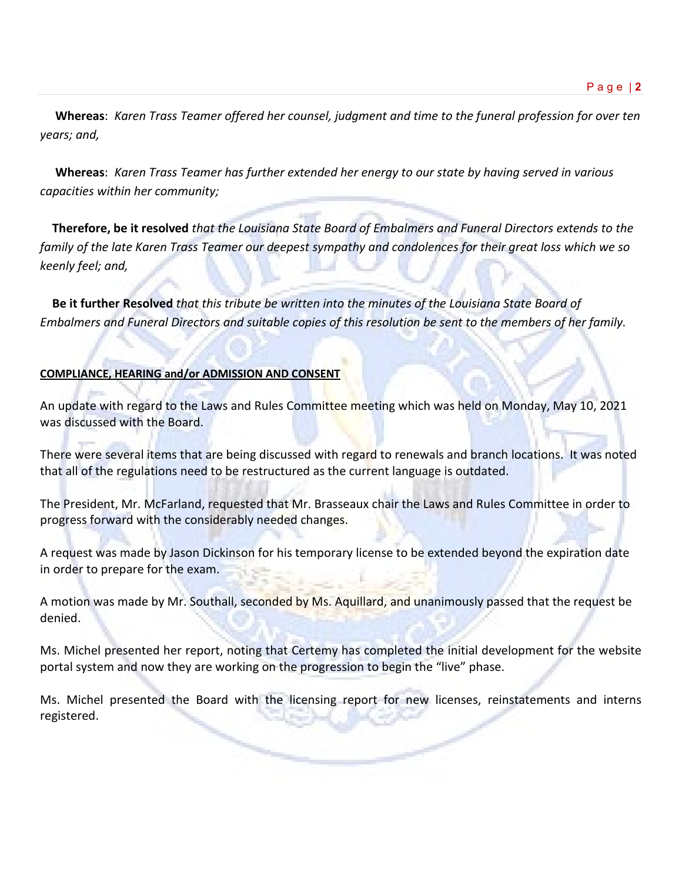**Whereas**: *Karen Trass Teamer offered her counsel, judgment and time to the funeral profession for over ten years; and,*

**Whereas**: *Karen Trass Teamer has further extended her energy to our state by having served in various capacities within her community;*

**Therefore, be it resolved** *that the Louisiana State Board of Embalmers and Funeral Directors extends to the family of the late Karen Trass Teamer our deepest sympathy and condolences for their great loss which we so keenly feel; and,*

**Be it further Resolved** *that this tribute be written into the minutes of the Louisiana State Board of Embalmers and Funeral Directors and suitable copies of this resolution be sent to the members of her family.*

**COMPLIANCE, HEARING and/or ADMISSION AND CONSENT**

An update with regard to the Laws and Rules Committee meeting which was held on Monday, May 10, 2021 was discussed with the Board.

There were several items that are being discussed with regard to renewals and branch locations. It was noted that all of the regulations need to be restructured as the current language is outdated.

The President, Mr. McFarland, requested that Mr. Brasseaux chair the Laws and Rules Committee in order to progress forward with the considerably needed changes.

A request was made by Jason Dickinson for his temporary license to be extended beyond the expiration date in order to prepare for the exam.

A motion was made by Mr. Southall, seconded by Ms. Aquillard, and unanimously passed that the request be denied.

Ms. Michel presented her report, noting that Certemy has completed the initial development for the website portal system and now they are working on the progression to begin the "live" phase.

Ms. Michel presented the Board with the licensing report for new licenses, reinstatements and interns registered.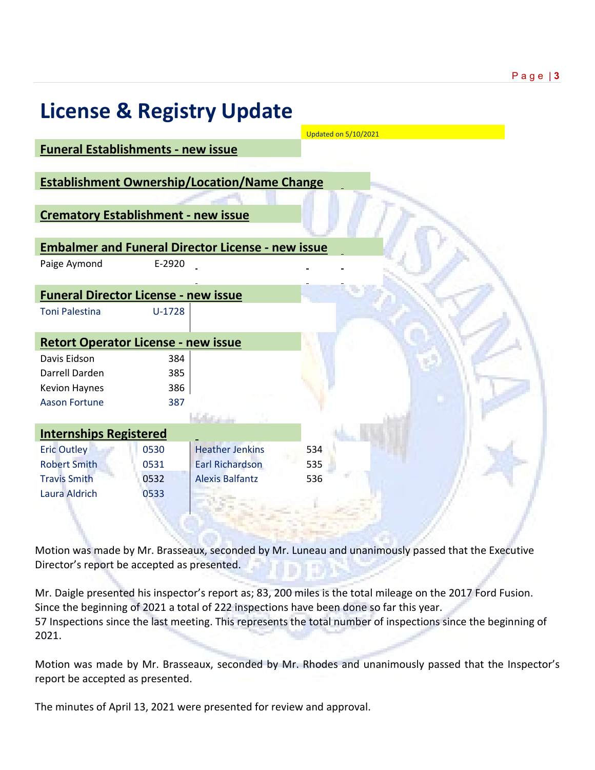# License & Registry Update

Updated on 5/10/2021

## Funeral Establishments - new issue

## Establishment Ownership/Location/Name Change

## Crematory Establishment - new issue

## Embalmer and Funeral Director License - new issue

| Name | License |
|---|---|
| Paige Aymond | E-2920 |

## Funeral Director License - new issue

| Name | License |
|---|---|
| Toni Palestina | U-1728 |

## Retort Operator License - new issue

| Name | License |
|---|---|
| Davis Eidson | 384 |
| Darrell Darden | 385 |
| Kevion Haynes | 386 |
| Aason Fortune | 387 |

## Internships Registered

| Name | Number | Name | Number |
|---|---|---|---|
| Eric Outley | 0530 | Heather Jenkins | 534 |
| Robert Smith | 0531 | Earl Richardson | 535 |
| Travis Smith | 0532 | Alexis Balfantz | 536 |
| Laura Aldrich | 0533 | | |

Motion was made by Mr. Brasseaux, seconded by Mr. Luneau and unanimously passed that the Executive Director's report be accepted as presented.

Mr. Daigle presented his inspector's report as; 83, 200 miles is the total mileage on the 2017 Ford Fusion. Since the beginning of 2021 a total of 222 inspections have been done so far this year.
57 Inspections since the last meeting. This represents the total number of inspections since the beginning of 2021.

Motion was made by Mr. Brasseaux, seconded by Mr. Rhodes and unanimously passed that the Inspector's report be accepted as presented.

The minutes of April 13, 2021 were presented for review and approval.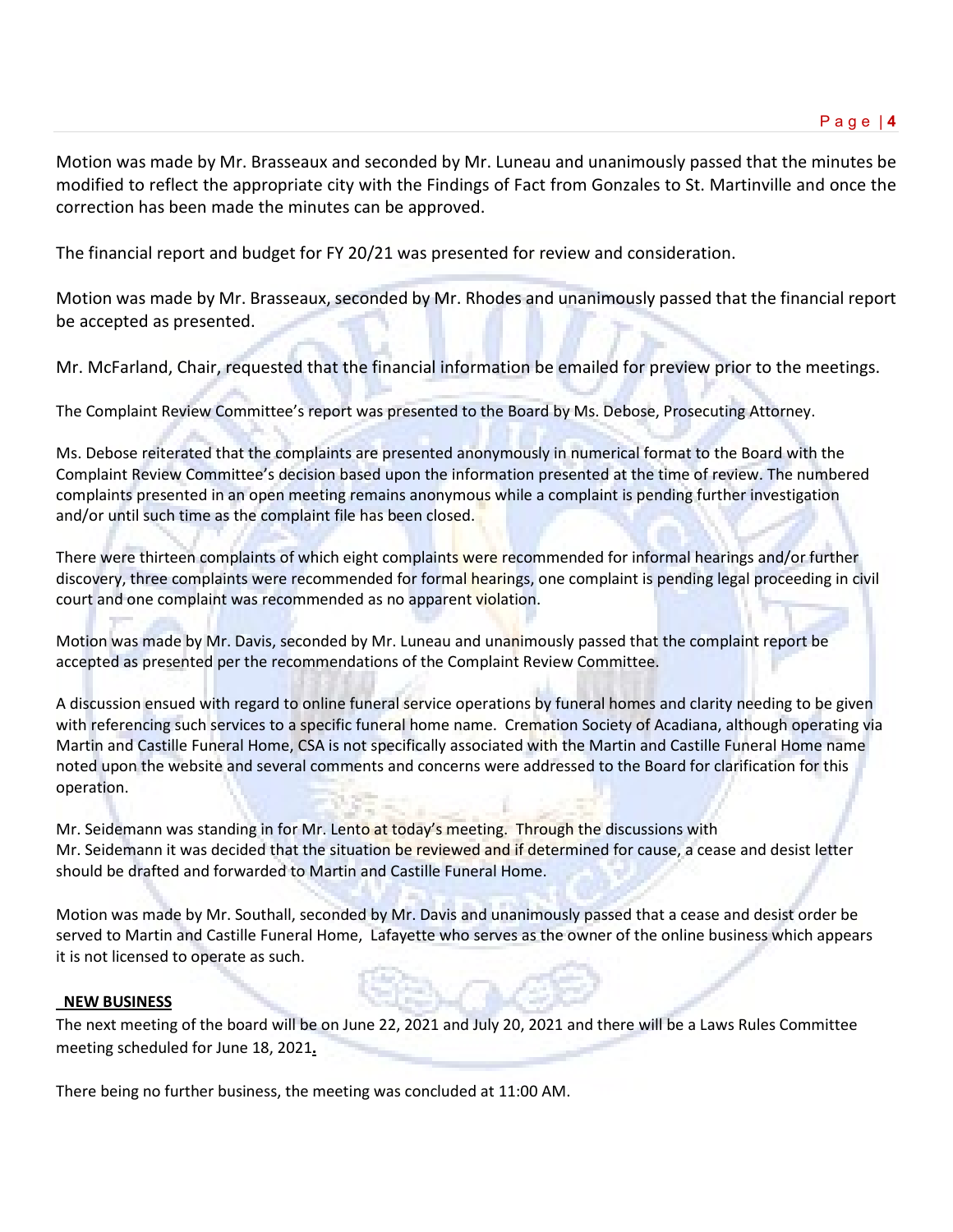Motion was made by Mr. Brasseaux and seconded by Mr. Luneau and unanimously passed that the minutes be modified to reflect the appropriate city with the Findings of Fact from Gonzales to St. Martinville and once the correction has been made the minutes can be approved.

The financial report and budget for FY 20/21 was presented for review and consideration.

Motion was made by Mr. Brasseaux, seconded by Mr. Rhodes and unanimously passed that the financial report be accepted as presented.

Mr. McFarland, Chair, requested that the financial information be emailed for preview prior to the meetings.

The Complaint Review Committee's report was presented to the Board by Ms. Debose, Prosecuting Attorney.

Ms. Debose reiterated that the complaints are presented anonymously in numerical format to the Board with the Complaint Review Committee's decision based upon the information presented at the time of review. The numbered complaints presented in an open meeting remains anonymous while a complaint is pending further investigation and/or until such time as the complaint file has been closed.

There were thirteen complaints of which eight complaints were recommended for informal hearings and/or further discovery, three complaints were recommended for formal hearings, one complaint is pending legal proceeding in civil court and one complaint was recommended as no apparent violation.

Motion was made by Mr. Davis, seconded by Mr. Luneau and unanimously passed that the complaint report be accepted as presented per the recommendations of the Complaint Review Committee.

A discussion ensued with regard to online funeral service operations by funeral homes and clarity needing to be given with referencing such services to a specific funeral home name. Cremation Society of Acadiana, although operating via Martin and Castille Funeral Home, CSA is not specifically associated with the Martin and Castille Funeral Home name noted upon the website and several comments and concerns were addressed to the Board for clarification for this operation.

Mr. Seidemann was standing in for Mr. Lento at today's meeting. Through the discussions with Mr. Seidemann it was decided that the situation be reviewed and if determined for cause, a cease and desist letter should be drafted and forwarded to Martin and Castille Funeral Home.

Motion was made by Mr. Southall, seconded by Mr. Davis and unanimously passed that a cease and desist order be served to Martin and Castille Funeral Home, Lafayette who serves as the owner of the online business which appears it is not licensed to operate as such.

**NEW BUSINESS**

The next meeting of the board will be on June 22, 2021 and July 20, 2021 and there will be a Laws Rules Committee meeting scheduled for June 18, 2021.

There being no further business, the meeting was concluded at 11:00 AM.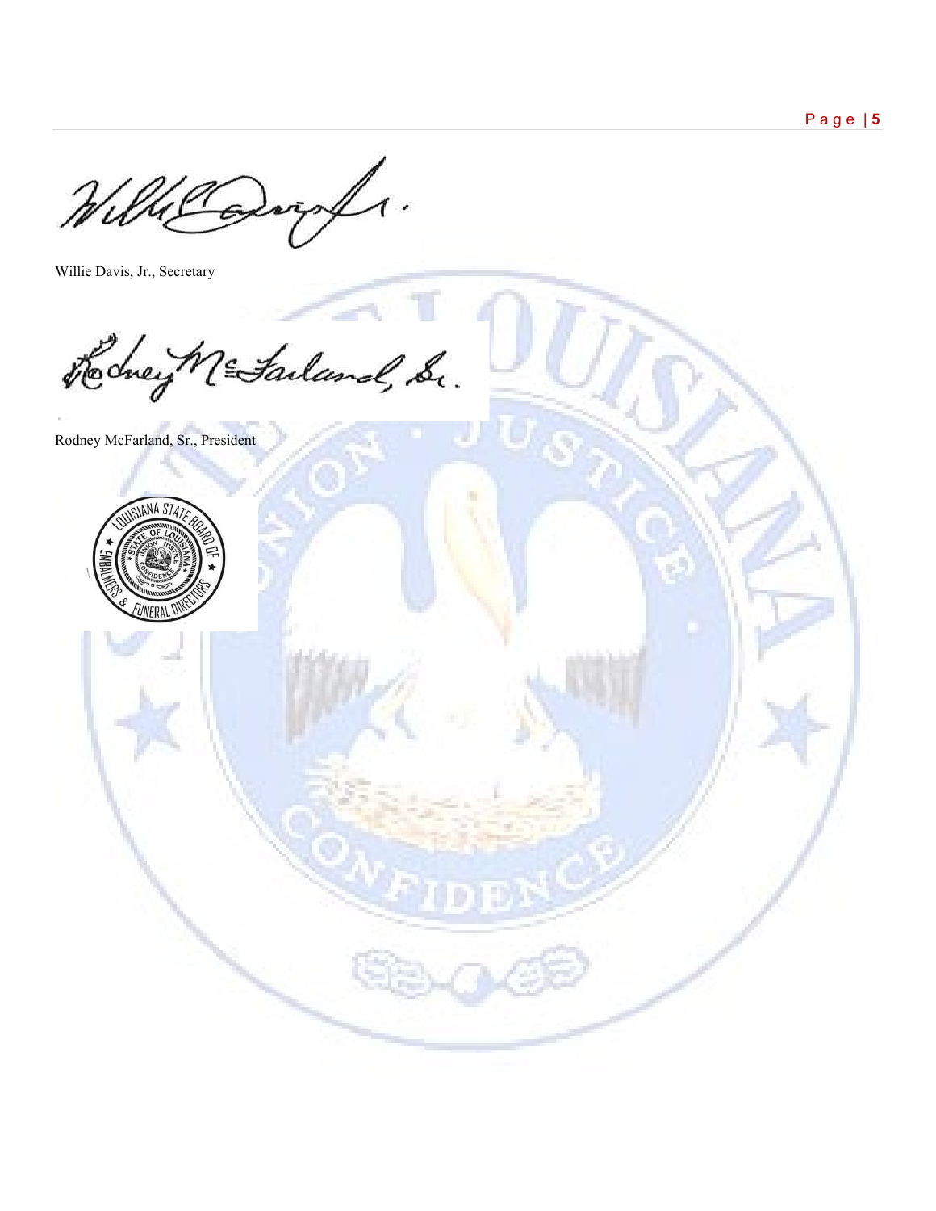Willie Davis, Jr., Secretary

Rodney McFarland, Sr., President